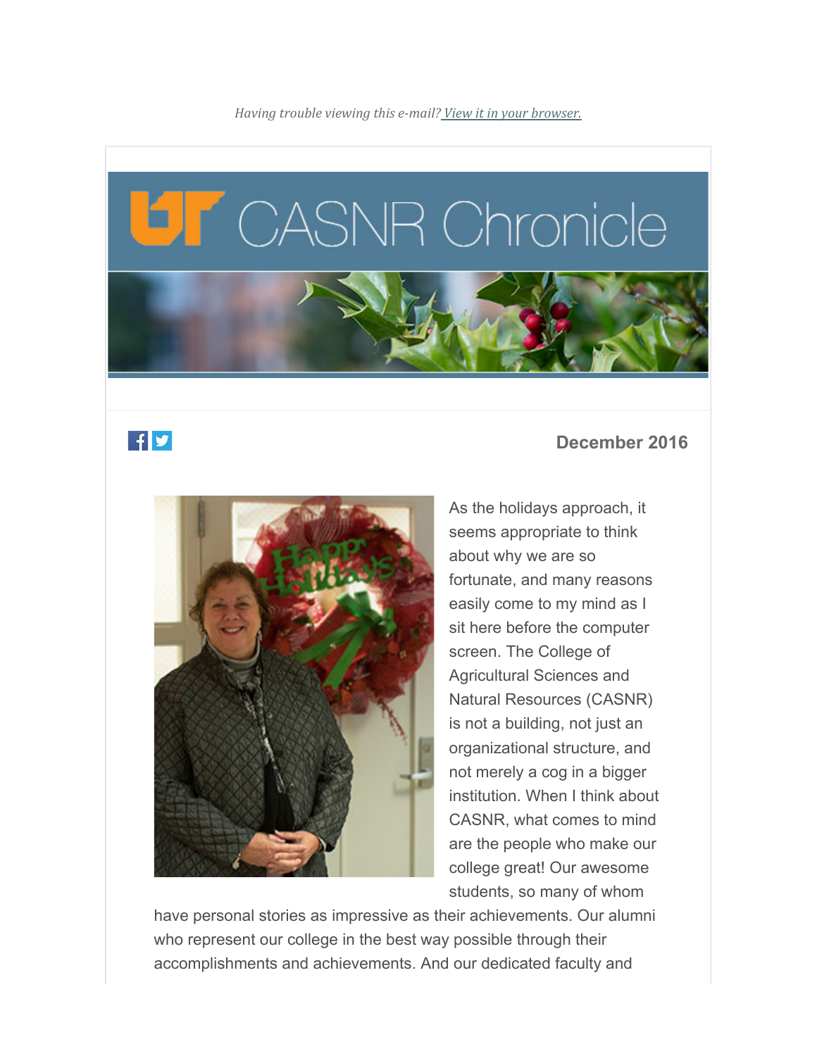*Having trouble viewing this e-mail? [View it in your browser.]*

# UT CASNR Chronicle

**December 2016**

As the holidays approach, it seems appropriate to think about why we are so fortunate, and many reasons easily come to my mind as I sit here before the computer screen. The College of Agricultural Sciences and Natural Resources (CASNR) is not a building, not just an organizational structure, and not merely a cog in a bigger institution. When I think about CASNR, what comes to mind are the people who make our college great! Our awesome students, so many of whom have personal stories as impressive as their achievements. Our alumni who represent our college in the best way possible through their accomplishments and achievements. And our dedicated faculty and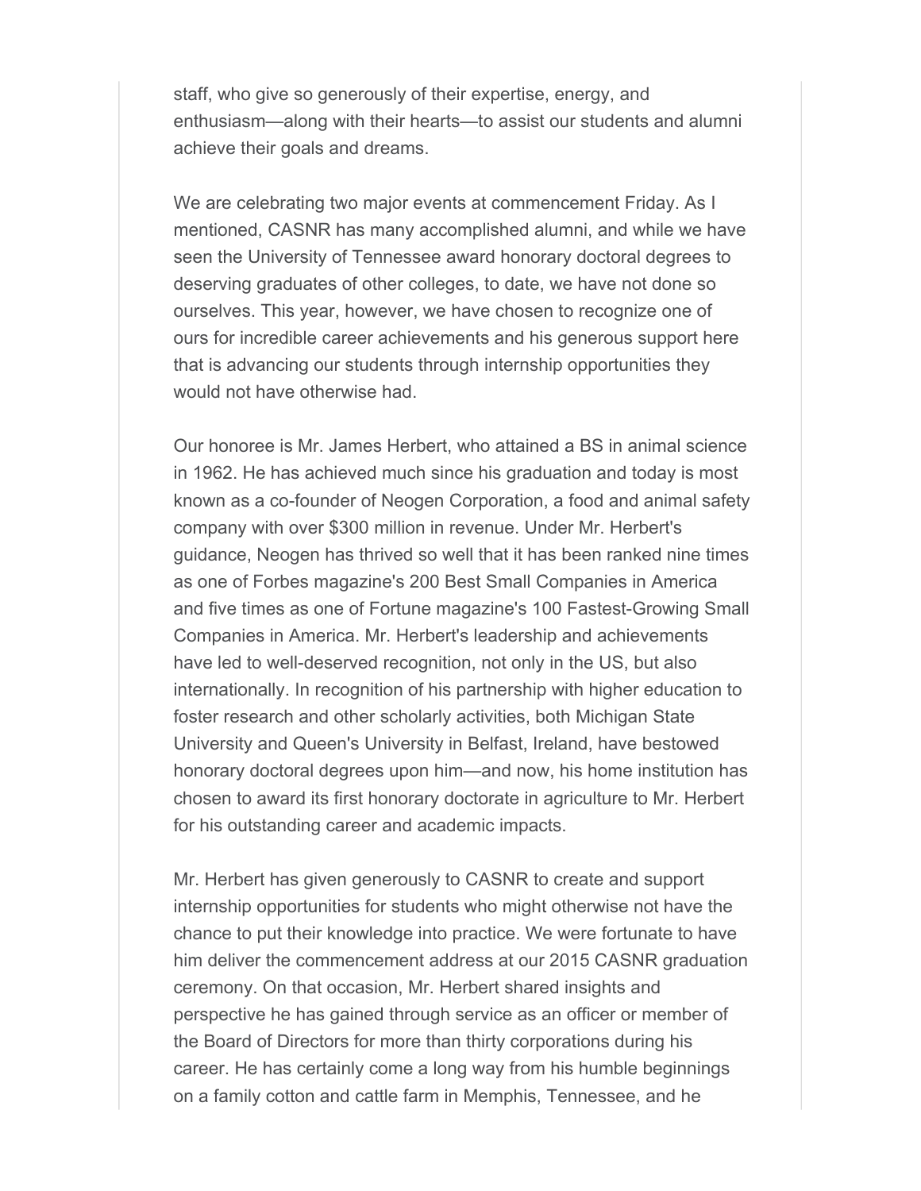staff, who give so generously of their expertise, energy, and enthusiasm—along with their hearts—to assist our students and alumni achieve their goals and dreams.

We are celebrating two major events at commencement Friday. As I mentioned, CASNR has many accomplished alumni, and while we have seen the University of Tennessee award honorary doctoral degrees to deserving graduates of other colleges, to date, we have not done so ourselves. This year, however, we have chosen to recognize one of ours for incredible career achievements and his generous support here that is advancing our students through internship opportunities they would not have otherwise had.

Our honoree is Mr. James Herbert, who attained a BS in animal science in 1962. He has achieved much since his graduation and today is most known as a co-founder of Neogen Corporation, a food and animal safety company with over $300 million in revenue. Under Mr. Herbert's guidance, Neogen has thrived so well that it has been ranked nine times as one of Forbes magazine's 200 Best Small Companies in America and five times as one of Fortune magazine's 100 Fastest-Growing Small Companies in America. Mr. Herbert's leadership and achievements have led to well-deserved recognition, not only in the US, but also internationally. In recognition of his partnership with higher education to foster research and other scholarly activities, both Michigan State University and Queen's University in Belfast, Ireland, have bestowed honorary doctoral degrees upon him—and now, his home institution has chosen to award its first honorary doctorate in agriculture to Mr. Herbert for his outstanding career and academic impacts.

Mr. Herbert has given generously to CASNR to create and support internship opportunities for students who might otherwise not have the chance to put their knowledge into practice. We were fortunate to have him deliver the commencement address at our 2015 CASNR graduation ceremony. On that occasion, Mr. Herbert shared insights and perspective he has gained through service as an officer or member of the Board of Directors for more than thirty corporations during his career. He has certainly come a long way from his humble beginnings on a family cotton and cattle farm in Memphis, Tennessee, and he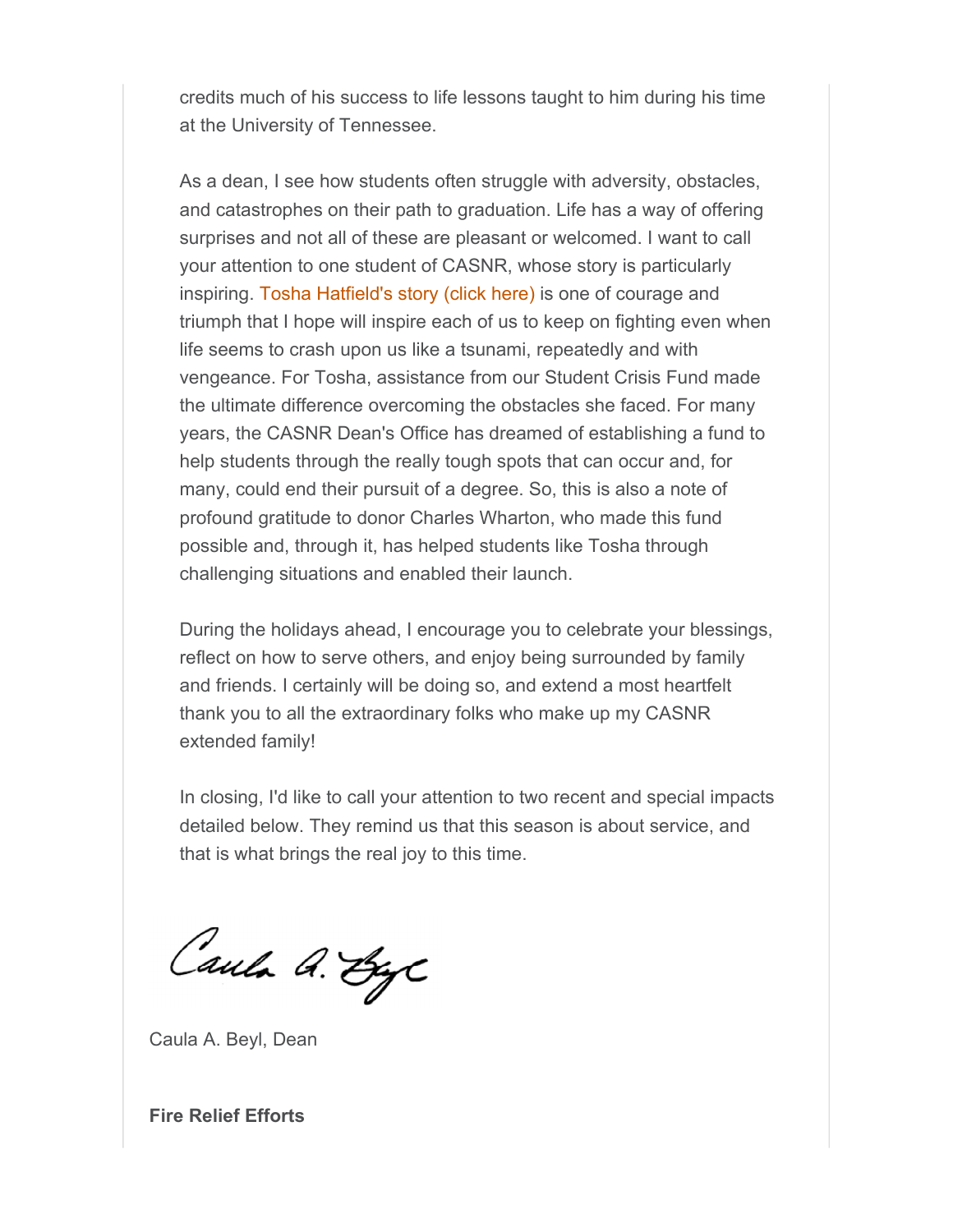credits much of his success to life lessons taught to him during his time at the University of Tennessee.

As a dean, I see how students often struggle with adversity, obstacles, and catastrophes on their path to graduation. Life has a way of offering surprises and not all of these are pleasant or welcomed. I want to call your attention to one student of CASNR, whose story is particularly inspiring. Tosha Hatfield's story (click here) is one of courage and triumph that I hope will inspire each of us to keep on fighting even when life seems to crash upon us like a tsunami, repeatedly and with vengeance. For Tosha, assistance from our Student Crisis Fund made the ultimate difference overcoming the obstacles she faced. For many years, the CASNR Dean's Office has dreamed of establishing a fund to help students through the really tough spots that can occur and, for many, could end their pursuit of a degree. So, this is also a note of profound gratitude to donor Charles Wharton, who made this fund possible and, through it, has helped students like Tosha through challenging situations and enabled their launch.

During the holidays ahead, I encourage you to celebrate your blessings, reflect on how to serve others, and enjoy being surrounded by family and friends. I certainly will be doing so, and extend a most heartfelt thank you to all the extraordinary folks who make up my CASNR extended family!

In closing, I'd like to call your attention to two recent and special impacts detailed below. They remind us that this season is about service, and that is what brings the real joy to this time.

Caula A. Beyl

Caula A. Beyl, Dean

**Fire Relief Efforts**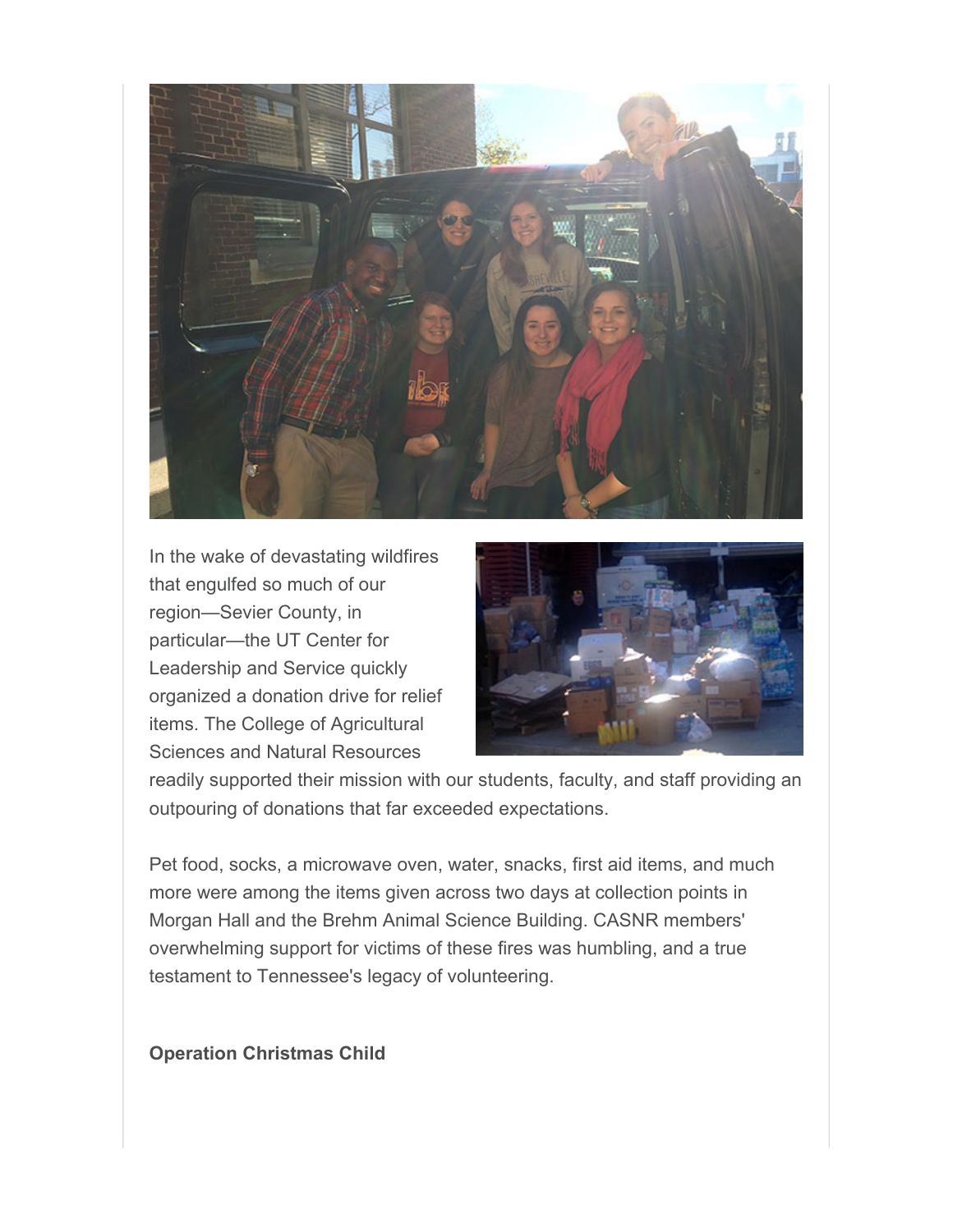In the wake of devastating wildfires that engulfed so much of our region—Sevier County, in particular—the UT Center for Leadership and Service quickly organized a donation drive for relief items. The College of Agricultural Sciences and Natural Resources readily supported their mission with our students, faculty, and staff providing an outpouring of donations that far exceeded expectations.

Pet food, socks, a microwave oven, water, snacks, first aid items, and much more were among the items given across two days at collection points in Morgan Hall and the Brehm Animal Science Building. CASNR members' overwhelming support for victims of these fires was humbling, and a true testament to Tennessee's legacy of volunteering.

**Operation Christmas Child**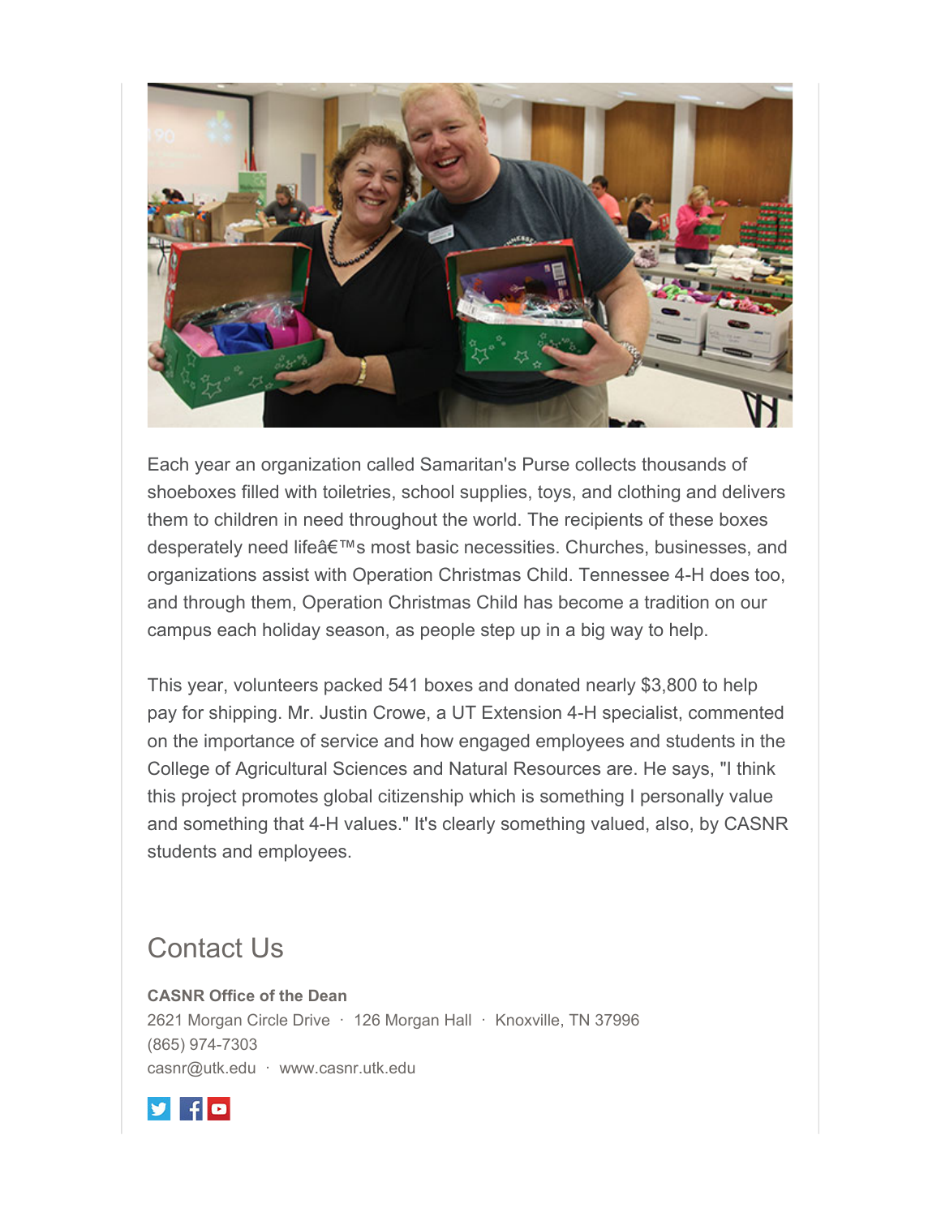Each year an organization called Samaritan's Purse collects thousands of shoeboxes filled with toiletries, school supplies, toys, and clothing and delivers them to children in need throughout the world. The recipients of these boxes desperately need lifeâ€™s most basic necessities. Churches, businesses, and organizations assist with Operation Christmas Child. Tennessee 4-H does too, and through them, Operation Christmas Child has become a tradition on our campus each holiday season, as people step up in a big way to help.

This year, volunteers packed 541 boxes and donated nearly $3,800 to help pay for shipping. Mr. Justin Crowe, a UT Extension 4-H specialist, commented on the importance of service and how engaged employees and students in the College of Agricultural Sciences and Natural Resources are. He says, "I think this project promotes global citizenship which is something I personally value and something that 4-H values." It's clearly something valued, also, by CASNR students and employees.

## Contact Us

**CASNR Office of the Dean**
2621 Morgan Circle Drive · 126 Morgan Hall · Knoxville, TN 37996
(865) 974-7303
casnr@utk.edu · www.casnr.utk.edu